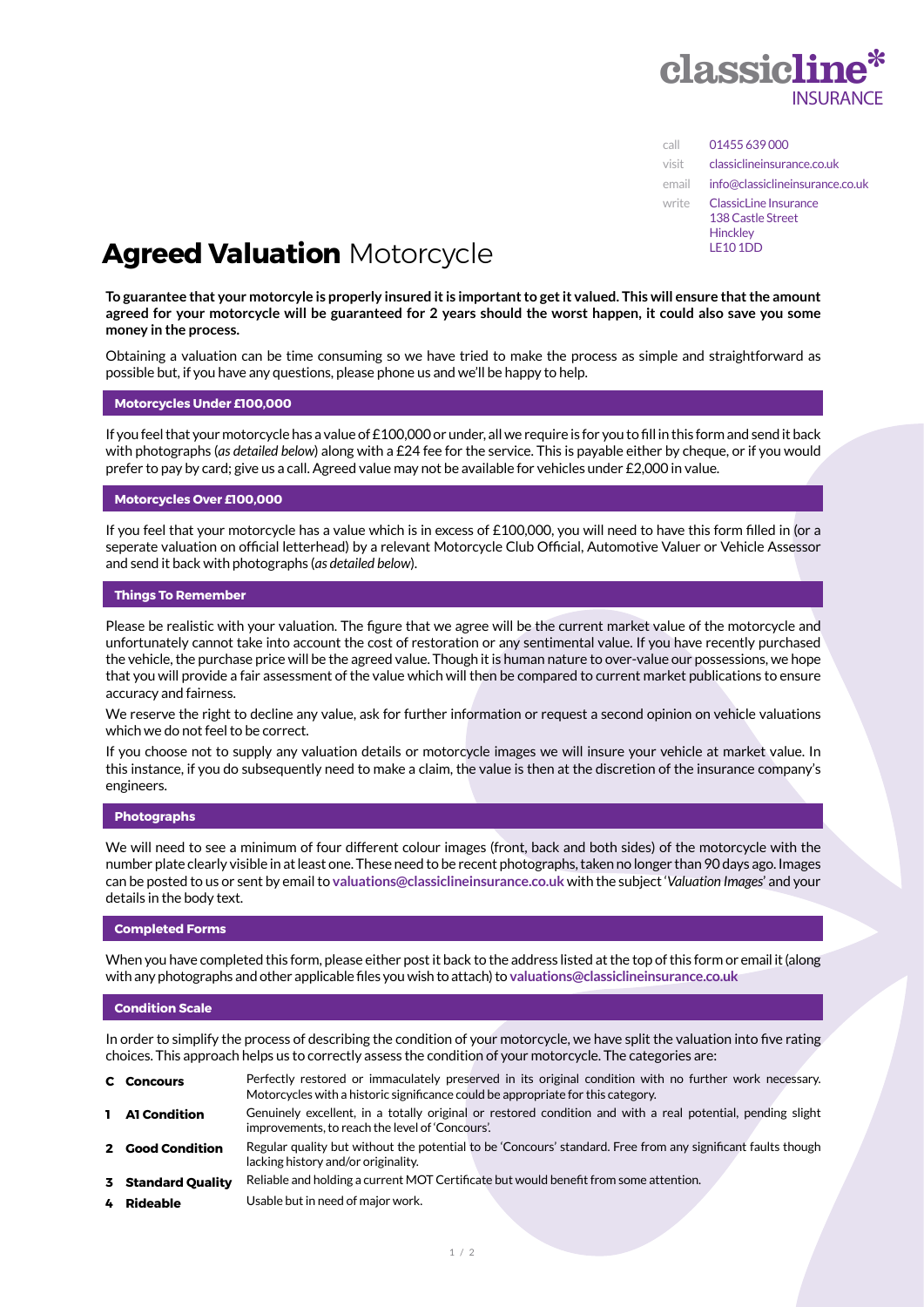classicline* INSURANCE

call 01455 639 000
visit classiclineinsurance.co.uk
email info@classiclineinsurance.co.uk
write ClassicLine Insurance
138 Castle Street
Hinckley
LE10 1DD

# **Agreed Valuation** Motorcycle

**To guarantee that your motorcycle is properly insured it is important to get it valued. This will ensure that the amount agreed for your motorcycle will be guaranteed for 2 years should the worst happen, it could also save you some money in the process.**

Obtaining a valuation can be time consuming so we have tried to make the process as simple and straightforward as possible but, if you have any questions, please phone us and we'll be happy to help.

## Motorcycles Under £100,000

If you feel that your motorcycle has a value of £100,000 or under, all we require is for you to fill in this form and send it back with photographs (*as detailed below*) along with a £24 fee for the service. This is payable either by cheque, or if you would prefer to pay by card; give us a call. Agreed value may not be available for vehicles under £2,000 in value.

## Motorcycles Over £100,000

If you feel that your motorcycle has a value which is in excess of £100,000, you will need to have this form filled in (or a seperate valuation on official letterhead) by a relevant Motorcycle Club Official, Automotive Valuer or Vehicle Assessor and send it back with photographs (*as detailed below*).

## Things To Remember

Please be realistic with your valuation. The figure that we agree will be the current market value of the motorcycle and unfortunately cannot take into account the cost of restoration or any sentimental value. If you have recently purchased the vehicle, the purchase price will be the agreed value. Though it is human nature to over-value our possessions, we hope that you will provide a fair assessment of the value which will then be compared to current market publications to ensure accuracy and fairness.

We reserve the right to decline any value, ask for further information or request a second opinion on vehicle valuations which we do not feel to be correct.

If you choose not to supply any valuation details or motorcycle images we will insure your vehicle at market value. In this instance, if you do subsequently need to make a claim, the value is then at the discretion of the insurance company's engineers.

## Photographs

We will need to see a minimum of four different colour images (front, back and both sides) of the motorcycle with the number plate clearly visible in at least one. These need to be recent photographs, taken no longer than 90 days ago. Images can be posted to us or sent by email to **valuations@classiclineinsurance.co.uk** with the subject '*Valuation Images*' and your details in the body text.

## Completed Forms

When you have completed this form, please either post it back to the address listed at the top of this form or email it (along with any photographs and other applicable files you wish to attach) to **valuations@classiclineinsurance.co.uk**

## Condition Scale

In order to simplify the process of describing the condition of your motorcycle, we have split the valuation into five rating choices. This approach helps us to correctly assess the condition of your motorcycle. The categories are:

| | | |
|---|---|---|
| **C** | **Concours** | Perfectly restored or immaculately preserved in its original condition with no further work necessary. Motorcycles with a historic significance could be appropriate for this category. |
| **1** | **A1 Condition** | Genuinely excellent, in a totally original or restored condition and with a real potential, pending slight improvements, to reach the level of 'Concours'. |
| **2** | **Good Condition** | Regular quality but without the potential to be 'Concours' standard. Free from any significant faults though lacking history and/or originality. |
| **3** | **Standard Quality** | Reliable and holding a current MOT Certificate but would benefit from some attention. |
| **4** | **Rideable** | Usable but in need of major work. |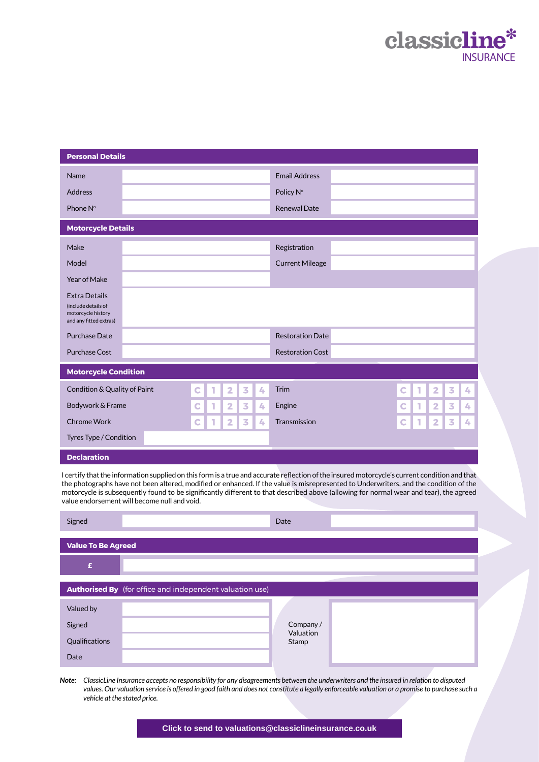classicline* INSURANCE

## Personal Details

| | | | |
|---|---|---|---|
| Name | | Email Address | |
| Address | | Policy N° | |
| Phone N° | | Renewal Date | |

## Motorcycle Details

| | | | |
|---|---|---|---|
| Make | | Registration | |
| Model | | Current Mileage | |
| Year of Make | | | |
| Extra Details (include details of motorcycle history and any fitted extras) | | | |
| Purchase Date | | Restoration Date | |
| Purchase Cost | | Restoration Cost | |

## Motorcycle Condition

| | | | |
|---|---|---|---|
| Condition & Quality of Paint | C 1 2 3 4 | Trim | C 1 2 3 4 |
| Bodywork & Frame | C 1 2 3 4 | Engine | C 1 2 3 4 |
| Chrome Work | C 1 2 3 4 | Transmission | C 1 2 3 4 |
| Tyres Type / Condition | | | |

## Declaration

I certify that the information supplied on this form is a true and accurate reflection of the insured motorcycle's current condition and that the photographs have not been altered, modified or enhanced. If the value is misrepresented to Underwriters, and the condition of the motorcycle is subsequently found to be significantly different to that described above (allowing for normal wear and tear), the agreed value endorsement will become null and void.

| | | | |
|---|---|---|---|
| Signed | | Date | |

## Value To Be Agreed

| | |
|---|---|
| £ | |

## Authorised By (for office and independent valuation use)

| | | | |
|---|---|---|---|
| Valued by | | Company / Valuation Stamp | |
| Signed | | | |
| Qualifications | | | |
| Date | | | |

***Note:*** *ClassicLine Insurance accepts no responsibility for any disagreements between the underwriters and the insured in relation to disputed values. Our valuation service is offered in good faith and does not constitute a legally enforceable valuation or a promise to purchase such a vehicle at the stated price.*

**Click to send to valuations@classiclineinsurance.co.uk**